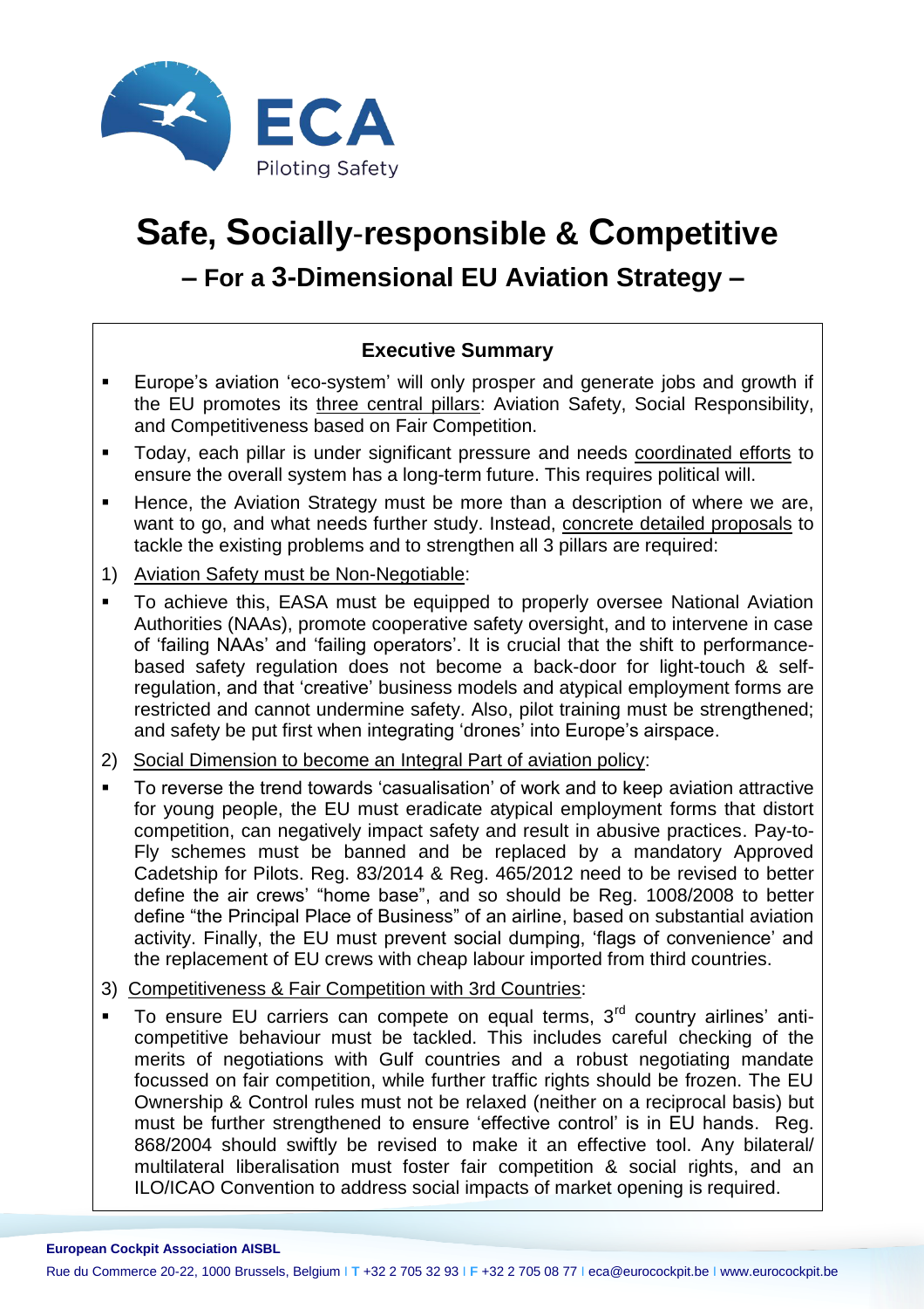ECA

Piloting Safety

# Safe, Socially-responsible & Competitive

## – For a 3-Dimensional EU Aviation Strategy –

### Executive Summary

- Europe's aviation 'eco-system' will only prosper and generate jobs and growth if the EU promotes its three central pillars: Aviation Safety, Social Responsibility, and Competitiveness based on Fair Competition.
- Today, each pillar is under significant pressure and needs coordinated efforts to ensure the overall system has a long-term future. This requires political will.
- Hence, the Aviation Strategy must be more than a description of where we are, want to go, and what needs further study. Instead, concrete detailed proposals to tackle the existing problems and to strengthen all 3 pillars are required:

1) Aviation Safety must be Non-Negotiable:

- To achieve this, EASA must be equipped to properly oversee National Aviation Authorities (NAAs), promote cooperative safety oversight, and to intervene in case of 'failing NAAs' and 'failing operators'. It is crucial that the shift to performance-based safety regulation does not become a back-door for light-touch & self-regulation, and that 'creative' business models and atypical employment forms are restricted and cannot undermine safety. Also, pilot training must be strengthened; and safety be put first when integrating 'drones' into Europe's airspace.

2) Social Dimension to become an Integral Part of aviation policy:

- To reverse the trend towards 'casualisation' of work and to keep aviation attractive for young people, the EU must eradicate atypical employment forms that distort competition, can negatively impact safety and result in abusive practices. Pay-to-Fly schemes must be banned and be replaced by a mandatory Approved Cadetship for Pilots. Reg. 83/2014 & Reg. 465/2012 need to be revised to better define the air crews' "home base", and so should be Reg. 1008/2008 to better define "the Principal Place of Business" of an airline, based on substantial aviation activity. Finally, the EU must prevent social dumping, 'flags of convenience' and the replacement of EU crews with cheap labour imported from third countries.

3) Competitiveness & Fair Competition with 3rd Countries:

- To ensure EU carriers can compete on equal terms, 3rd country airlines' anti-competitive behaviour must be tackled. This includes careful checking of the merits of negotiations with Gulf countries and a robust negotiating mandate focussed on fair competition, while further traffic rights should be frozen. The EU Ownership & Control rules must not be relaxed (neither on a reciprocal basis) but must be further strengthened to ensure 'effective control' is in EU hands. Reg. 868/2004 should swiftly be revised to make it an effective tool. Any bilateral/ multilateral liberalisation must foster fair competition & social rights, and an ILO/ICAO Convention to address social impacts of market opening is required.

**European Cockpit Association AISBL**

Rue du Commerce 20-22, 1000 Brussels, Belgium I T +32 2 705 32 93 I F +32 2 705 08 77 I eca@eurocockpit.be I www.eurocockpit.be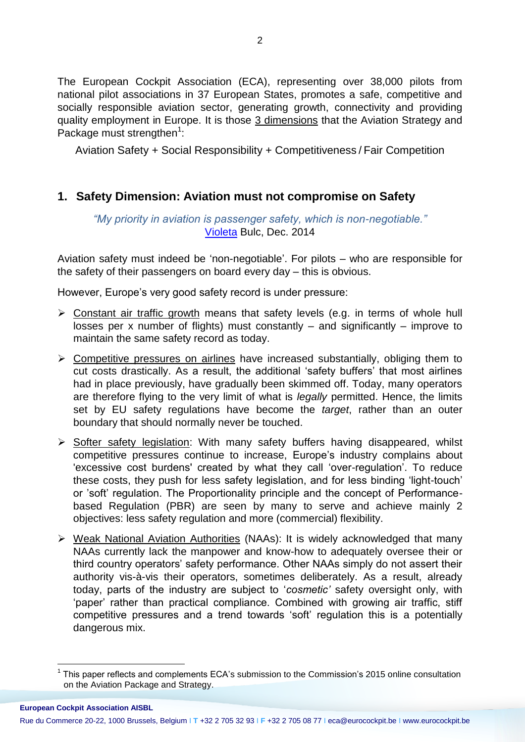The European Cockpit Association (ECA), representing over 38,000 pilots from national pilot associations in 37 European States, promotes a safe, competitive and socially responsible aviation sector, generating growth, connectivity and providing quality employment in Europe. It is those 3 dimensions that the Aviation Strategy and Package must strengthen[1]:

Aviation Safety + Social Responsibility + Competitiveness / Fair Competition

## 1. Safety Dimension: Aviation must not compromise on Safety

*"My priority in aviation is passenger safety, which is non-negotiable."*
Violeta Bulc, Dec. 2014

Aviation safety must indeed be 'non-negotiable'. For pilots – who are responsible for the safety of their passengers on board every day – this is obvious.

However, Europe's very good safety record is under pressure:

- Constant air traffic growth means that safety levels (e.g. in terms of whole hull losses per x number of flights) must constantly – and significantly – improve to maintain the same safety record as today.
- Competitive pressures on airlines have increased substantially, obliging them to cut costs drastically. As a result, the additional 'safety buffers' that most airlines had in place previously, have gradually been skimmed off. Today, many operators are therefore flying to the very limit of what is *legally* permitted. Hence, the limits set by EU safety regulations have become the *target*, rather than an outer boundary that should normally never be touched.
- Softer safety legislation: With many safety buffers having disappeared, whilst competitive pressures continue to increase, Europe's industry complains about 'excessive cost burdens' created by what they call 'over-regulation'. To reduce these costs, they push for less safety legislation, and for less binding 'light-touch' or 'soft' regulation. The Proportionality principle and the concept of Performance-based Regulation (PBR) are seen by many to serve and achieve mainly 2 objectives: less safety regulation and more (commercial) flexibility.
- Weak National Aviation Authorities (NAAs): It is widely acknowledged that many NAAs currently lack the manpower and know-how to adequately oversee their or third country operators' safety performance. Other NAAs simply do not assert their authority vis-à-vis their operators, sometimes deliberately. As a result, already today, parts of the industry are subject to '*cosmetic'* safety oversight only, with 'paper' rather than practical compliance. Combined with growing air traffic, stiff competitive pressures and a trend towards 'soft' regulation this is a potentially dangerous mix.

[1] This paper reflects and complements ECA's submission to the Commission's 2015 online consultation on the Aviation Package and Strategy.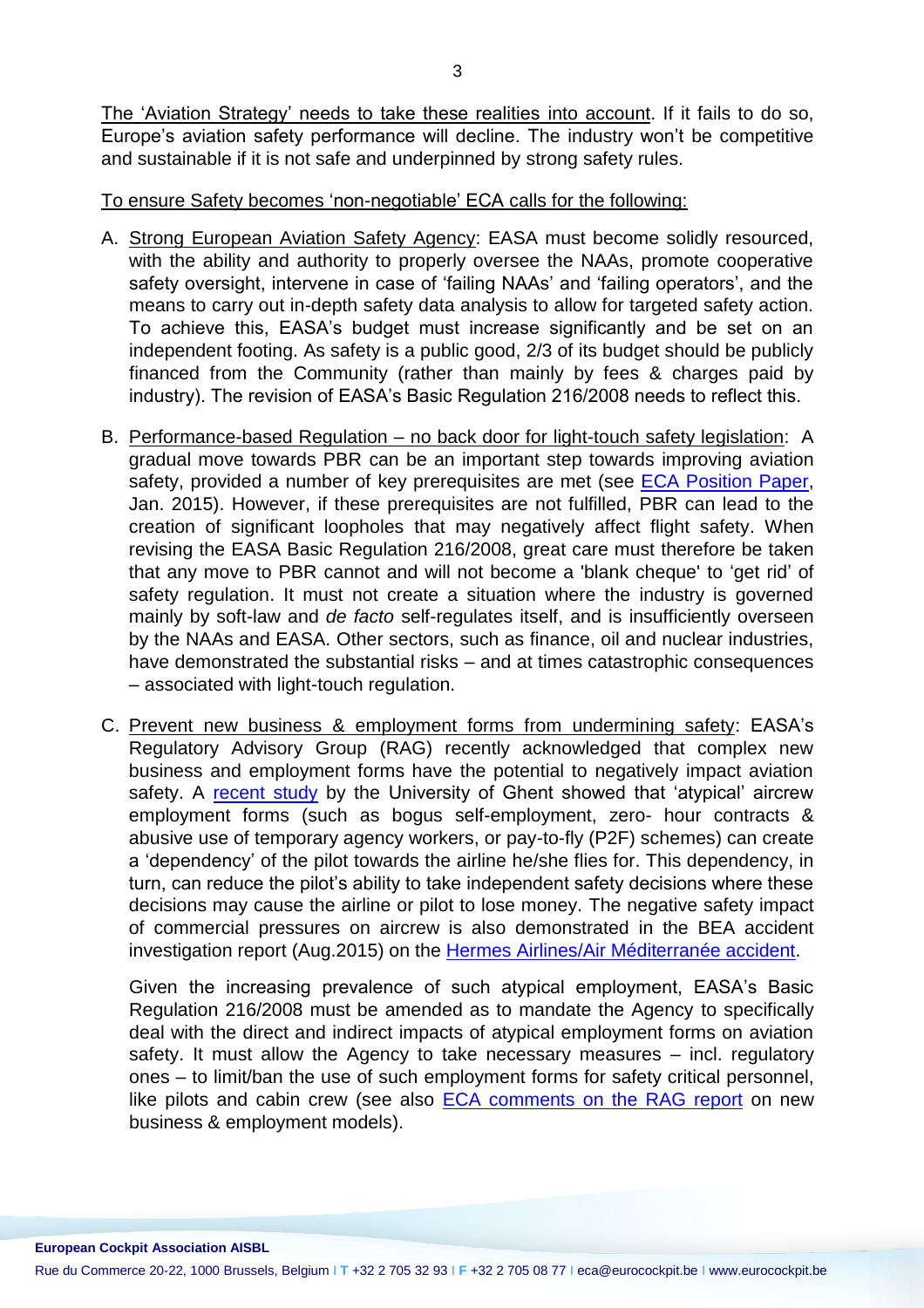The 'Aviation Strategy' needs to take these realities into account. If it fails to do so, Europe's aviation safety performance will decline. The industry won't be competitive and sustainable if it is not safe and underpinned by strong safety rules.

To ensure Safety becomes 'non-negotiable' ECA calls for the following:

A. Strong European Aviation Safety Agency: EASA must become solidly resourced, with the ability and authority to properly oversee the NAAs, promote cooperative safety oversight, intervene in case of 'failing NAAs' and 'failing operators', and the means to carry out in-depth safety data analysis to allow for targeted safety action. To achieve this, EASA's budget must increase significantly and be set on an independent footing. As safety is a public good, 2/3 of its budget should be publicly financed from the Community (rather than mainly by fees & charges paid by industry). The revision of EASA's Basic Regulation 216/2008 needs to reflect this.

B. Performance-based Regulation – no back door for light-touch safety legislation: A gradual move towards PBR can be an important step towards improving aviation safety, provided a number of key prerequisites are met (see ECA Position Paper, Jan. 2015). However, if these prerequisites are not fulfilled, PBR can lead to the creation of significant loopholes that may negatively affect flight safety. When revising the EASA Basic Regulation 216/2008, great care must therefore be taken that any move to PBR cannot and will not become a 'blank cheque' to 'get rid' of safety regulation. It must not create a situation where the industry is governed mainly by soft-law and *de facto* self-regulates itself, and is insufficiently overseen by the NAAs and EASA. Other sectors, such as finance, oil and nuclear industries, have demonstrated the substantial risks – and at times catastrophic consequences – associated with light-touch regulation.

C. Prevent new business & employment forms from undermining safety: EASA's Regulatory Advisory Group (RAG) recently acknowledged that complex new business and employment forms have the potential to negatively impact aviation safety. A recent study by the University of Ghent showed that 'atypical' aircrew employment forms (such as bogus self-employment, zero- hour contracts & abusive use of temporary agency workers, or pay-to-fly (P2F) schemes) can create a 'dependency' of the pilot towards the airline he/she flies for. This dependency, in turn, can reduce the pilot's ability to take independent safety decisions where these decisions may cause the airline or pilot to lose money. The negative safety impact of commercial pressures on aircrew is also demonstrated in the BEA accident investigation report (Aug.2015) on the Hermes Airlines/Air Méditerranée accident.

   Given the increasing prevalence of such atypical employment, EASA's Basic Regulation 216/2008 must be amended as to mandate the Agency to specifically deal with the direct and indirect impacts of atypical employment forms on aviation safety. It must allow the Agency to take necessary measures – incl. regulatory ones – to limit/ban the use of such employment forms for safety critical personnel, like pilots and cabin crew (see also ECA comments on the RAG report on new business & employment models).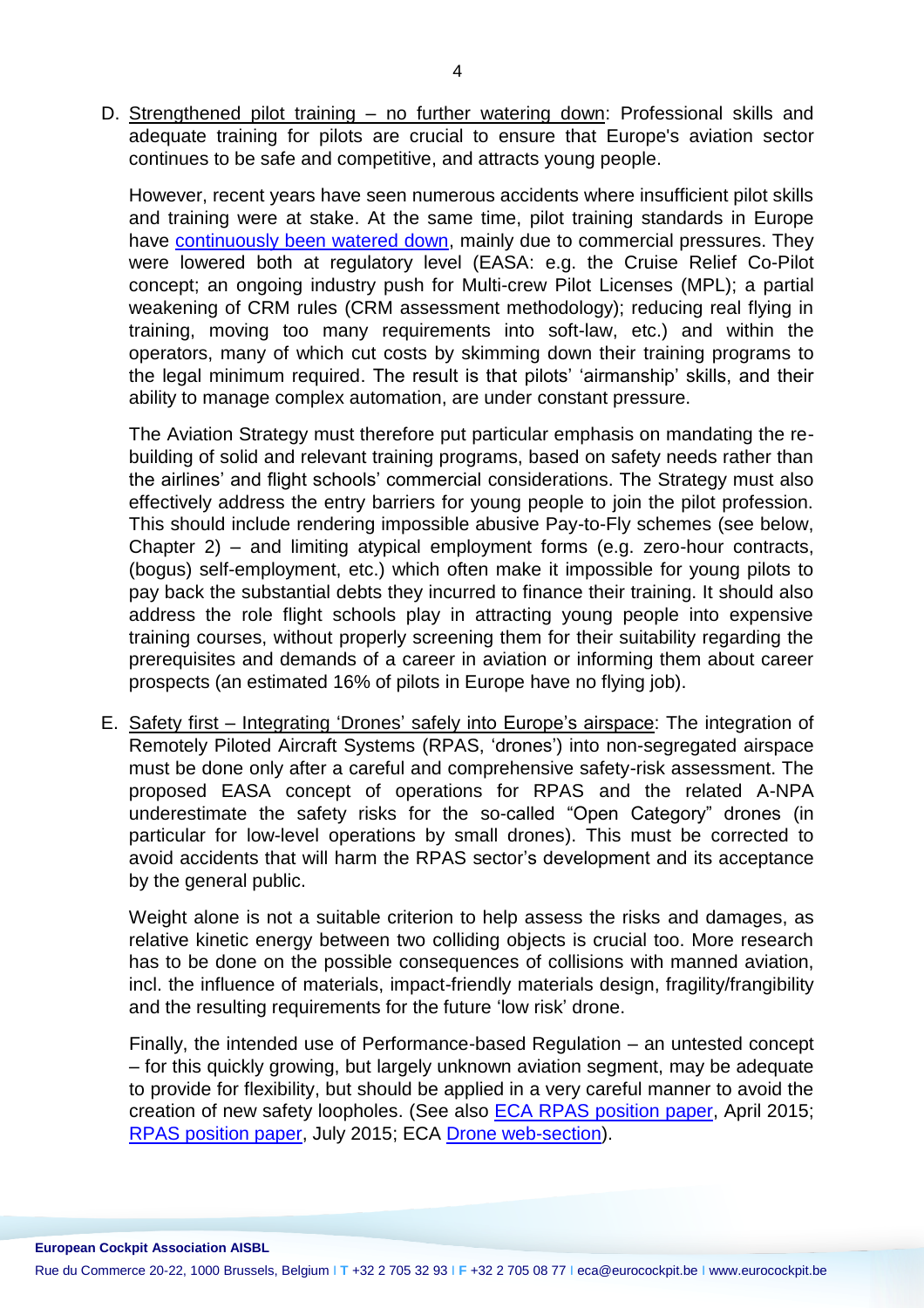D. Strengthened pilot training – no further watering down: Professional skills and adequate training for pilots are crucial to ensure that Europe's aviation sector continues to be safe and competitive, and attracts young people.

   However, recent years have seen numerous accidents where insufficient pilot skills and training were at stake. At the same time, pilot training standards in Europe have continuously been watered down, mainly due to commercial pressures. They were lowered both at regulatory level (EASA: e.g. the Cruise Relief Co-Pilot concept; an ongoing industry push for Multi-crew Pilot Licenses (MPL); a partial weakening of CRM rules (CRM assessment methodology); reducing real flying in training, moving too many requirements into soft-law, etc.) and within the operators, many of which cut costs by skimming down their training programs to the legal minimum required. The result is that pilots' 'airmanship' skills, and their ability to manage complex automation, are under constant pressure.

   The Aviation Strategy must therefore put particular emphasis on mandating the re-building of solid and relevant training programs, based on safety needs rather than the airlines' and flight schools' commercial considerations. The Strategy must also effectively address the entry barriers for young people to join the pilot profession. This should include rendering impossible abusive Pay-to-Fly schemes (see below, Chapter 2) – and limiting atypical employment forms (e.g. zero-hour contracts, (bogus) self-employment, etc.) which often make it impossible for young pilots to pay back the substantial debts they incurred to finance their training. It should also address the role flight schools play in attracting young people into expensive training courses, without properly screening them for their suitability regarding the prerequisites and demands of a career in aviation or informing them about career prospects (an estimated 16% of pilots in Europe have no flying job).

E. Safety first – Integrating 'Drones' safely into Europe's airspace: The integration of Remotely Piloted Aircraft Systems (RPAS, 'drones') into non-segregated airspace must be done only after a careful and comprehensive safety-risk assessment. The proposed EASA concept of operations for RPAS and the related A-NPA underestimate the safety risks for the so-called "Open Category" drones (in particular for low-level operations by small drones). This must be corrected to avoid accidents that will harm the RPAS sector's development and its acceptance by the general public.

   Weight alone is not a suitable criterion to help assess the risks and damages, as relative kinetic energy between two colliding objects is crucial too. More research has to be done on the possible consequences of collisions with manned aviation, incl. the influence of materials, impact-friendly materials design, fragility/frangibility and the resulting requirements for the future 'low risk' drone.

   Finally, the intended use of Performance-based Regulation – an untested concept – for this quickly growing, but largely unknown aviation segment, may be adequate to provide for flexibility, but should be applied in a very careful manner to avoid the creation of new safety loopholes. (See also ECA RPAS position paper, April 2015; RPAS position paper, July 2015; ECA Drone web-section).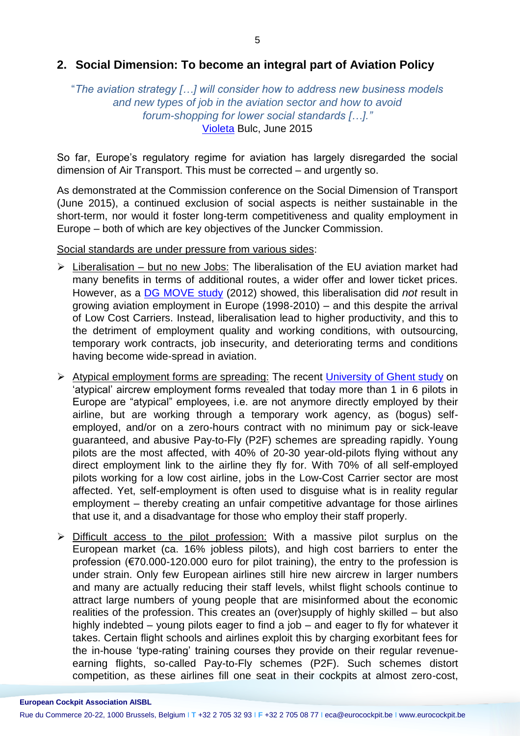## 2. Social Dimension: To become an integral part of Aviation Policy

*"The aviation strategy […] will consider how to address new business models and new types of job in the aviation sector and how to avoid forum-shopping for lower social standards […]."*
[Violeta](#) Bulc, June 2015

So far, Europe's regulatory regime for aviation has largely disregarded the social dimension of Air Transport. This must be corrected – and urgently so.

As demonstrated at the Commission conference on the Social Dimension of Transport (June 2015), a continued exclusion of social aspects is neither sustainable in the short-term, nor would it foster long-term competitiveness and quality employment in Europe – both of which are key objectives of the Juncker Commission.

Social standards are under pressure from various sides:

- Liberalisation – but no new Jobs: The liberalisation of the EU aviation market had many benefits in terms of additional routes, a wider offer and lower ticket prices. However, as a [DG MOVE study](#) (2012) showed, this liberalisation did *not* result in growing aviation employment in Europe (1998-2010) – and this despite the arrival of Low Cost Carriers. Instead, liberalisation lead to higher productivity, and this to the detriment of employment quality and working conditions, with outsourcing, temporary work contracts, job insecurity, and deteriorating terms and conditions having become wide-spread in aviation.
- Atypical employment forms are spreading: The recent [University of Ghent study](#) on 'atypical' aircrew employment forms revealed that today more than 1 in 6 pilots in Europe are "atypical" employees, i.e. are not anymore directly employed by their airline, but are working through a temporary work agency, as (bogus) self-employed, and/or on a zero-hours contract with no minimum pay or sick-leave guaranteed, and abusive Pay-to-Fly (P2F) schemes are spreading rapidly. Young pilots are the most affected, with 40% of 20-30 year-old-pilots flying without any direct employment link to the airline they fly for. With 70% of all self-employed pilots working for a low cost airline, jobs in the Low-Cost Carrier sector are most affected. Yet, self-employment is often used to disguise what is in reality regular employment – thereby creating an unfair competitive advantage for those airlines that use it, and a disadvantage for those who employ their staff properly.
- Difficult access to the pilot profession: With a massive pilot surplus on the European market (ca. 16% jobless pilots), and high cost barriers to enter the profession (€70.000-120.000 euro for pilot training), the entry to the profession is under strain. Only few European airlines still hire new aircrew in larger numbers and many are actually reducing their staff levels, whilst flight schools continue to attract large numbers of young people that are misinformed about the economic realities of the profession. This creates an (over)supply of highly skilled – but also highly indebted – young pilots eager to find a job – and eager to fly for whatever it takes. Certain flight schools and airlines exploit this by charging exorbitant fees for the in-house 'type-rating' training courses they provide on their regular revenue-earning flights, so-called Pay-to-Fly schemes (P2F). Such schemes distort competition, as these airlines fill one seat in their cockpits at almost zero-cost,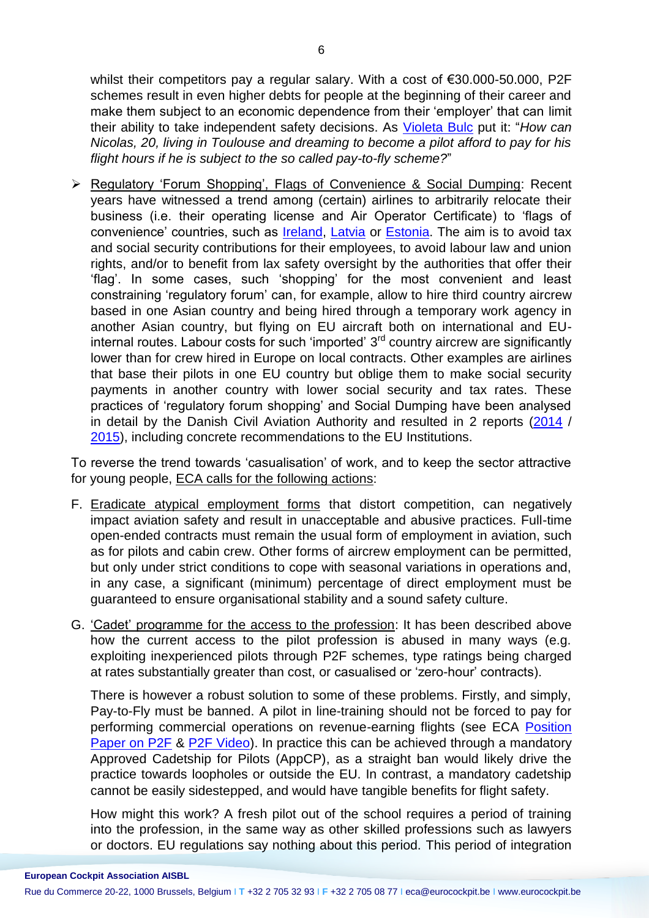whilst their competitors pay a regular salary. With a cost of €30.000-50.000, P2F schemes result in even higher debts for people at the beginning of their career and make them subject to an economic dependence from their 'employer' that can limit their ability to take independent safety decisions. As Violeta Bulc put it: "*How can Nicolas, 20, living in Toulouse and dreaming to become a pilot afford to pay for his flight hours if he is subject to the so called pay-to-fly scheme?*"

- Regulatory 'Forum Shopping', Flags of Convenience & Social Dumping: Recent years have witnessed a trend among (certain) airlines to arbitrarily relocate their business (i.e. their operating license and Air Operator Certificate) to 'flags of convenience' countries, such as Ireland, Latvia or Estonia. The aim is to avoid tax and social security contributions for their employees, to avoid labour law and union rights, and/or to benefit from lax safety oversight by the authorities that offer their 'flag'. In some cases, such 'shopping' for the most convenient and least constraining 'regulatory forum' can, for example, allow to hire third country aircrew based in one Asian country and being hired through a temporary work agency in another Asian country, but flying on EU aircraft both on international and EU-internal routes. Labour costs for such 'imported' 3rd country aircrew are significantly lower than for crew hired in Europe on local contracts. Other examples are airlines that base their pilots in one EU country but oblige them to make social security payments in another country with lower social security and tax rates. These practices of 'regulatory forum shopping' and Social Dumping have been analysed in detail by the Danish Civil Aviation Authority and resulted in 2 reports (2014 / 2015), including concrete recommendations to the EU Institutions.

To reverse the trend towards 'casualisation' of work, and to keep the sector attractive for young people, ECA calls for the following actions:

F. Eradicate atypical employment forms that distort competition, can negatively impact aviation safety and result in unacceptable and abusive practices. Full-time open-ended contracts must remain the usual form of employment in aviation, such as for pilots and cabin crew. Other forms of aircrew employment can be permitted, but only under strict conditions to cope with seasonal variations in operations and, in any case, a significant (minimum) percentage of direct employment must be guaranteed to ensure organisational stability and a sound safety culture.

G. 'Cadet' programme for the access to the profession: It has been described above how the current access to the pilot profession is abused in many ways (e.g. exploiting inexperienced pilots through P2F schemes, type ratings being charged at rates substantially greater than cost, or casualised or 'zero-hour' contracts).

   There is however a robust solution to some of these problems. Firstly, and simply, Pay-to-Fly must be banned. A pilot in line-training should not be forced to pay for performing commercial operations on revenue-earning flights (see ECA Position Paper on P2F & P2F Video). In practice this can be achieved through a mandatory Approved Cadetship for Pilots (AppCP), as a straight ban would likely drive the practice towards loopholes or outside the EU. In contrast, a mandatory cadetship cannot be easily sidestepped, and would have tangible benefits for flight safety.

   How might this work? A fresh pilot out of the school requires a period of training into the profession, in the same way as other skilled professions such as lawyers or doctors. EU regulations say nothing about this period. This period of integration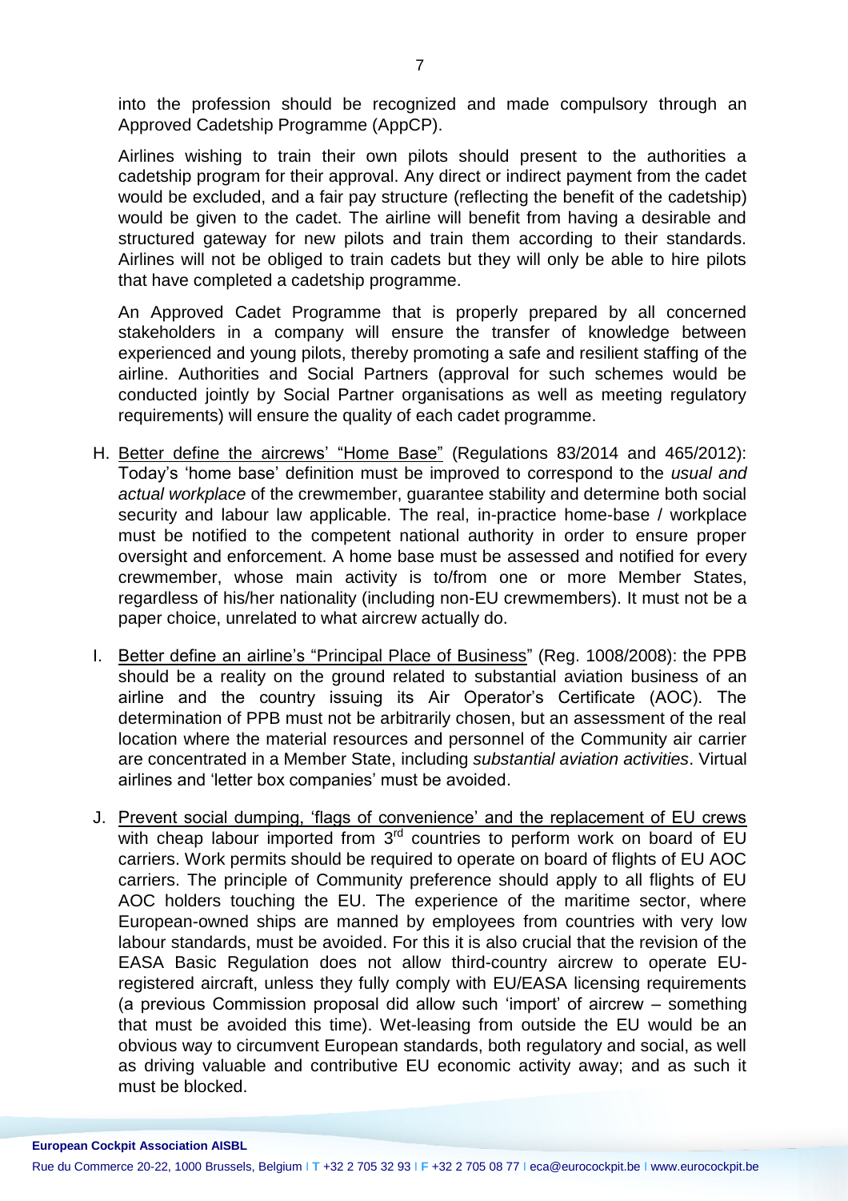into the profession should be recognized and made compulsory through an Approved Cadetship Programme (AppCP).

Airlines wishing to train their own pilots should present to the authorities a cadetship program for their approval. Any direct or indirect payment from the cadet would be excluded, and a fair pay structure (reflecting the benefit of the cadetship) would be given to the cadet. The airline will benefit from having a desirable and structured gateway for new pilots and train them according to their standards. Airlines will not be obliged to train cadets but they will only be able to hire pilots that have completed a cadetship programme.

An Approved Cadet Programme that is properly prepared by all concerned stakeholders in a company will ensure the transfer of knowledge between experienced and young pilots, thereby promoting a safe and resilient staffing of the airline. Authorities and Social Partners (approval for such schemes would be conducted jointly by Social Partner organisations as well as meeting regulatory requirements) will ensure the quality of each cadet programme.

H. Better define the aircrews' "Home Base" (Regulations 83/2014 and 465/2012): Today's 'home base' definition must be improved to correspond to the *usual and actual workplace* of the crewmember, guarantee stability and determine both social security and labour law applicable. The real, in-practice home-base / workplace must be notified to the competent national authority in order to ensure proper oversight and enforcement. A home base must be assessed and notified for every crewmember, whose main activity is to/from one or more Member States, regardless of his/her nationality (including non-EU crewmembers). It must not be a paper choice, unrelated to what aircrew actually do.

I. Better define an airline's "Principal Place of Business" (Reg. 1008/2008): the PPB should be a reality on the ground related to substantial aviation business of an airline and the country issuing its Air Operator's Certificate (AOC). The determination of PPB must not be arbitrarily chosen, but an assessment of the real location where the material resources and personnel of the Community air carrier are concentrated in a Member State, including *substantial aviation activities*. Virtual airlines and 'letter box companies' must be avoided.

J. Prevent social dumping, 'flags of convenience' and the replacement of EU crews with cheap labour imported from 3rd countries to perform work on board of EU carriers. Work permits should be required to operate on board of flights of EU AOC carriers. The principle of Community preference should apply to all flights of EU AOC holders touching the EU. The experience of the maritime sector, where European-owned ships are manned by employees from countries with very low labour standards, must be avoided. For this it is also crucial that the revision of the EASA Basic Regulation does not allow third-country aircrew to operate EU-registered aircraft, unless they fully comply with EU/EASA licensing requirements (a previous Commission proposal did allow such 'import' of aircrew – something that must be avoided this time). Wet-leasing from outside the EU would be an obvious way to circumvent European standards, both regulatory and social, as well as driving valuable and contributive EU economic activity away; and as such it must be blocked.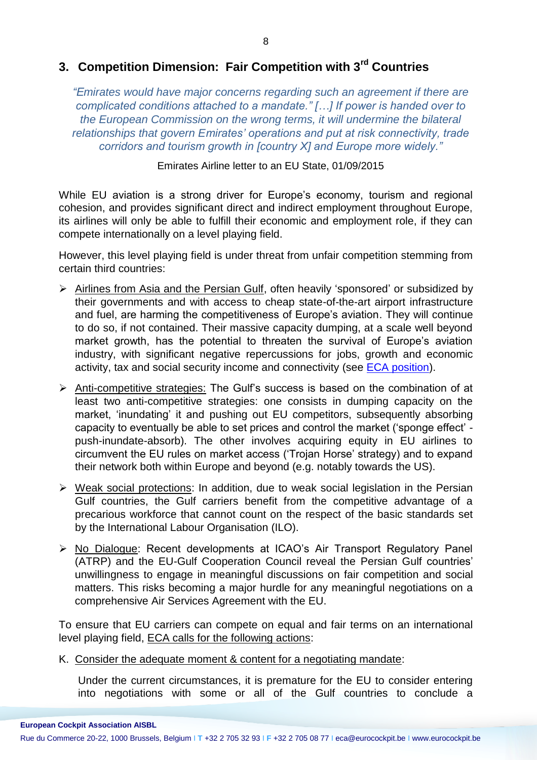## 3. Competition Dimension: Fair Competition with 3rd Countries

*"Emirates would have major concerns regarding such an agreement if there are complicated conditions attached to a mandate." […] If power is handed over to the European Commission on the wrong terms, it will undermine the bilateral relationships that govern Emirates' operations and put at risk connectivity, trade corridors and tourism growth in [country X] and Europe more widely."*

Emirates Airline letter to an EU State, 01/09/2015

While EU aviation is a strong driver for Europe's economy, tourism and regional cohesion, and provides significant direct and indirect employment throughout Europe, its airlines will only be able to fulfill their economic and employment role, if they can compete internationally on a level playing field.

However, this level playing field is under threat from unfair competition stemming from certain third countries:

- Airlines from Asia and the Persian Gulf, often heavily 'sponsored' or subsidized by their governments and with access to cheap state-of-the-art airport infrastructure and fuel, are harming the competitiveness of Europe's aviation. They will continue to do so, if not contained. Their massive capacity dumping, at a scale well beyond market growth, has the potential to threaten the survival of Europe's aviation industry, with significant negative repercussions for jobs, growth and economic activity, tax and social security income and connectivity (see ECA position).
- Anti-competitive strategies: The Gulf's success is based on the combination of at least two anti-competitive strategies: one consists in dumping capacity on the market, 'inundating' it and pushing out EU competitors, subsequently absorbing capacity to eventually be able to set prices and control the market ('sponge effect' - push-inundate-absorb). The other involves acquiring equity in EU airlines to circumvent the EU rules on market access ('Trojan Horse' strategy) and to expand their network both within Europe and beyond (e.g. notably towards the US).
- Weak social protections: In addition, due to weak social legislation in the Persian Gulf countries, the Gulf carriers benefit from the competitive advantage of a precarious workforce that cannot count on the respect of the basic standards set by the International Labour Organisation (ILO).
- No Dialogue: Recent developments at ICAO's Air Transport Regulatory Panel (ATRP) and the EU-Gulf Cooperation Council reveal the Persian Gulf countries' unwillingness to engage in meaningful discussions on fair competition and social matters. This risks becoming a major hurdle for any meaningful negotiations on a comprehensive Air Services Agreement with the EU.

To ensure that EU carriers can compete on equal and fair terms on an international level playing field, ECA calls for the following actions:

K. Consider the adequate moment & content for a negotiating mandate:

Under the current circumstances, it is premature for the EU to consider entering into negotiations with some or all of the Gulf countries to conclude a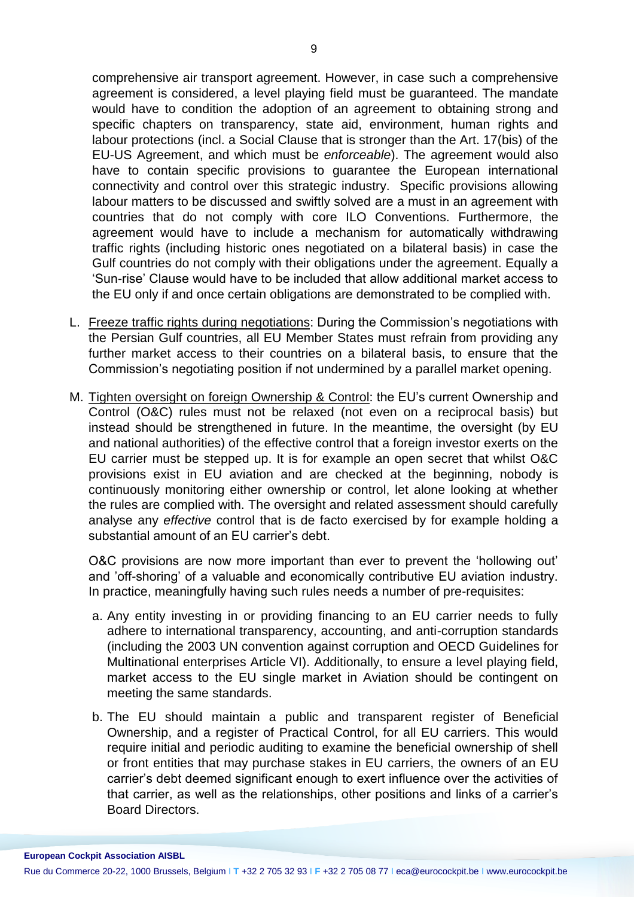comprehensive air transport agreement. However, in case such a comprehensive agreement is considered, a level playing field must be guaranteed. The mandate would have to condition the adoption of an agreement to obtaining strong and specific chapters on transparency, state aid, environment, human rights and labour protections (incl. a Social Clause that is stronger than the Art. 17(bis) of the EU-US Agreement, and which must be *enforceable*). The agreement would also have to contain specific provisions to guarantee the European international connectivity and control over this strategic industry. Specific provisions allowing labour matters to be discussed and swiftly solved are a must in an agreement with countries that do not comply with core ILO Conventions. Furthermore, the agreement would have to include a mechanism for automatically withdrawing traffic rights (including historic ones negotiated on a bilateral basis) in case the Gulf countries do not comply with their obligations under the agreement. Equally a 'Sun-rise' Clause would have to be included that allow additional market access to the EU only if and once certain obligations are demonstrated to be complied with.

L. <u>Freeze traffic rights during negotiations</u>: During the Commission's negotiations with the Persian Gulf countries, all EU Member States must refrain from providing any further market access to their countries on a bilateral basis, to ensure that the Commission's negotiating position if not undermined by a parallel market opening.

M. <u>Tighten oversight on foreign Ownership & Control</u>: the EU's current Ownership and Control (O&C) rules must not be relaxed (not even on a reciprocal basis) but instead should be strengthened in future. In the meantime, the oversight (by EU and national authorities) of the effective control that a foreign investor exerts on the EU carrier must be stepped up. It is for example an open secret that whilst O&C provisions exist in EU aviation and are checked at the beginning, nobody is continuously monitoring either ownership or control, let alone looking at whether the rules are complied with. The oversight and related assessment should carefully analyse any *effective* control that is de facto exercised by for example holding a substantial amount of an EU carrier's debt.

   O&C provisions are now more important than ever to prevent the 'hollowing out' and 'off-shoring' of a valuable and economically contributive EU aviation industry. In practice, meaningfully having such rules needs a number of pre-requisites:

   a. Any entity investing in or providing financing to an EU carrier needs to fully adhere to international transparency, accounting, and anti-corruption standards (including the 2003 UN convention against corruption and OECD Guidelines for Multinational enterprises Article VI). Additionally, to ensure a level playing field, market access to the EU single market in Aviation should be contingent on meeting the same standards.

   b. The EU should maintain a public and transparent register of Beneficial Ownership, and a register of Practical Control, for all EU carriers. This would require initial and periodic auditing to examine the beneficial ownership of shell or front entities that may purchase stakes in EU carriers, the owners of an EU carrier's debt deemed significant enough to exert influence over the activities of that carrier, as well as the relationships, other positions and links of a carrier's Board Directors.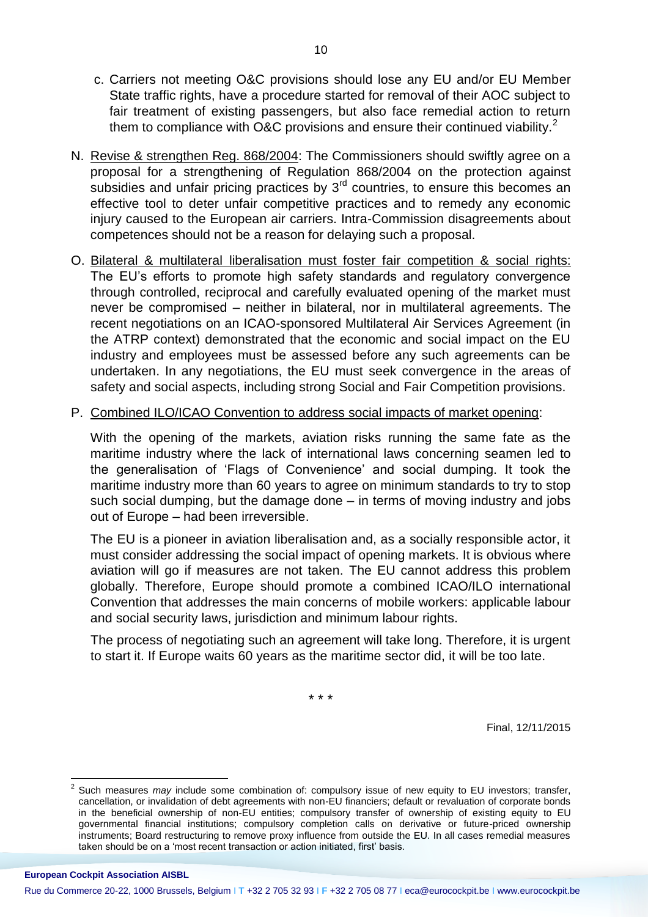c. Carriers not meeting O&C provisions should lose any EU and/or EU Member State traffic rights, have a procedure started for removal of their AOC subject to fair treatment of existing passengers, but also face remedial action to return them to compliance with O&C provisions and ensure their continued viability.[2]

N. Revise & strengthen Reg. 868/2004: The Commissioners should swiftly agree on a proposal for a strengthening of Regulation 868/2004 on the protection against subsidies and unfair pricing practices by 3rd countries, to ensure this becomes an effective tool to deter unfair competitive practices and to remedy any economic injury caused to the European air carriers. Intra-Commission disagreements about competences should not be a reason for delaying such a proposal.

O. Bilateral & multilateral liberalisation must foster fair competition & social rights: The EU's efforts to promote high safety standards and regulatory convergence through controlled, reciprocal and carefully evaluated opening of the market must never be compromised – neither in bilateral, nor in multilateral agreements. The recent negotiations on an ICAO-sponsored Multilateral Air Services Agreement (in the ATRP context) demonstrated that the economic and social impact on the EU industry and employees must be assessed before any such agreements can be undertaken. In any negotiations, the EU must seek convergence in the areas of safety and social aspects, including strong Social and Fair Competition provisions.

P. Combined ILO/ICAO Convention to address social impacts of market opening:

With the opening of the markets, aviation risks running the same fate as the maritime industry where the lack of international laws concerning seamen led to the generalisation of 'Flags of Convenience' and social dumping. It took the maritime industry more than 60 years to agree on minimum standards to try to stop such social dumping, but the damage done – in terms of moving industry and jobs out of Europe – had been irreversible.

The EU is a pioneer in aviation liberalisation and, as a socially responsible actor, it must consider addressing the social impact of opening markets. It is obvious where aviation will go if measures are not taken. The EU cannot address this problem globally. Therefore, Europe should promote a combined ICAO/ILO international Convention that addresses the main concerns of mobile workers: applicable labour and social security laws, jurisdiction and minimum labour rights.

The process of negotiating such an agreement will take long. Therefore, it is urgent to start it. If Europe waits 60 years as the maritime sector did, it will be too late.

\* \* \*

Final, 12/11/2015

[2] Such measures *may* include some combination of: compulsory issue of new equity to EU investors; transfer, cancellation, or invalidation of debt agreements with non-EU financiers; default or revaluation of corporate bonds in the beneficial ownership of non-EU entities; compulsory transfer of ownership of existing equity to EU governmental financial institutions; compulsory completion calls on derivative or future-priced ownership instruments; Board restructuring to remove proxy influence from outside the EU. In all cases remedial measures taken should be on a 'most recent transaction or action initiated, first' basis.